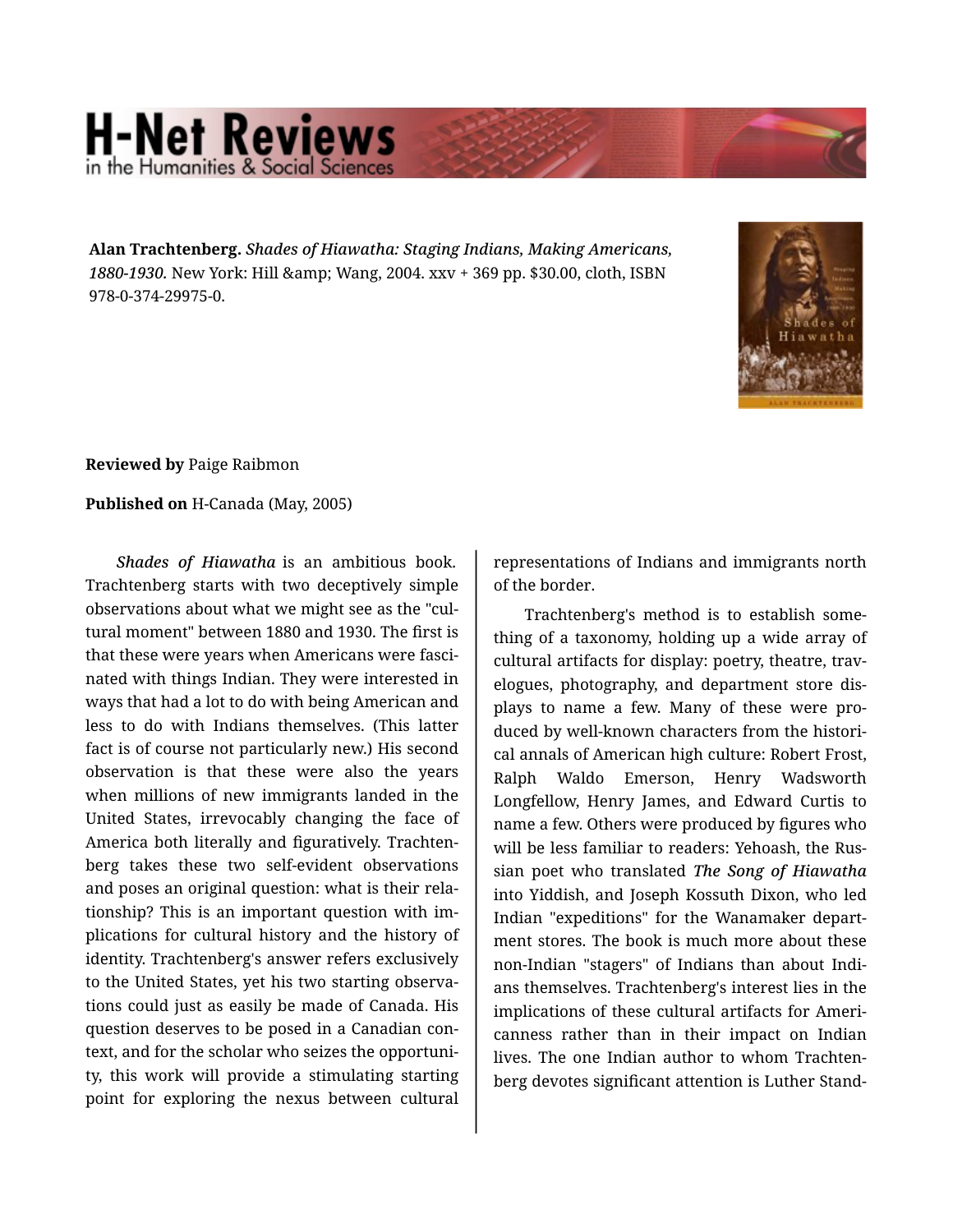**Alan Trachtenberg.** *Shades of Hiawatha: Staging Indians, Making Americans, 1880-1930.* New York: Hill &amp; Wang, 2004. xxv + 369 pp. $30.00, cloth, ISBN 978-0-374-29975-0.

**Reviewed by** Paige Raibmon

**Published on** H-Canada (May, 2005)

*Shades of Hiawatha* is an ambitious book. Trachtenberg starts with two deceptively simple observations about what we might see as the "cultural moment" between 1880 and 1930. The first is that these were years when Americans were fascinated with things Indian. They were interested in ways that had a lot to do with being American and less to do with Indians themselves. (This latter fact is of course not particularly new.) His second observation is that these were also the years when millions of new immigrants landed in the United States, irrevocably changing the face of America both literally and figuratively. Trachtenberg takes these two self-evident observations and poses an original question: what is their relationship? This is an important question with implications for cultural history and the history of identity. Trachtenberg's answer refers exclusively to the United States, yet his two starting observations could just as easily be made of Canada. His question deserves to be posed in a Canadian context, and for the scholar who seizes the opportunity, this work will provide a stimulating starting point for exploring the nexus between cultural representations of Indians and immigrants north of the border.

Trachtenberg's method is to establish something of a taxonomy, holding up a wide array of cultural artifacts for display: poetry, theatre, travelogues, photography, and department store displays to name a few. Many of these were produced by well-known characters from the historical annals of American high culture: Robert Frost, Ralph Waldo Emerson, Henry Wadsworth Longfellow, Henry James, and Edward Curtis to name a few. Others were produced by figures who will be less familiar to readers: Yehoash, the Russian poet who translated ***The Song of Hiawatha*** into Yiddish, and Joseph Kossuth Dixon, who led Indian "expeditions" for the Wanamaker department stores. The book is much more about these non-Indian "stagers" of Indians than about Indians themselves. Trachtenberg's interest lies in the implications of these cultural artifacts for Americanness rather than in their impact on Indian lives. The one Indian author to whom Trachtenberg devotes significant attention is Luther Stand-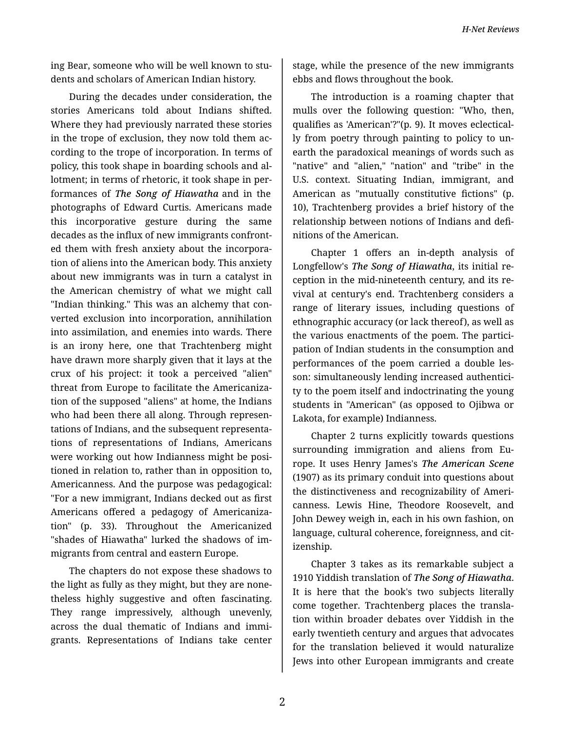ing Bear, someone who will be well known to students and scholars of American Indian history.

During the decades under consideration, the stories Americans told about Indians shifted. Where they had previously narrated these stories in the trope of exclusion, they now told them according to the trope of incorporation. In terms of policy, this took shape in boarding schools and allotment; in terms of rhetoric, it took shape in performances of ***The Song of Hiawatha*** and in the photographs of Edward Curtis. Americans made this incorporative gesture during the same decades as the influx of new immigrants confronted them with fresh anxiety about the incorporation of aliens into the American body. This anxiety about new immigrants was in turn a catalyst in the American chemistry of what we might call "Indian thinking." This was an alchemy that converted exclusion into incorporation, annihilation into assimilation, and enemies into wards. There is an irony here, one that Trachtenberg might have drawn more sharply given that it lays at the crux of his project: it took a perceived "alien" threat from Europe to facilitate the Americanization of the supposed "aliens" at home, the Indians who had been there all along. Through representations of Indians, and the subsequent representations of representations of Indians, Americans were working out how Indianness might be positioned in relation to, rather than in opposition to, Americanness. And the purpose was pedagogical: "For a new immigrant, Indians decked out as first Americans offered a pedagogy of Americanization" (p. 33). Throughout the Americanized "shades of Hiawatha" lurked the shadows of immigrants from central and eastern Europe.

The chapters do not expose these shadows to the light as fully as they might, but they are nonetheless highly suggestive and often fascinating. They range impressively, although unevenly, across the dual thematic of Indians and immigrants. Representations of Indians take center stage, while the presence of the new immigrants ebbs and flows throughout the book.

The introduction is a roaming chapter that mulls over the following question: "Who, then, qualifies as 'American'?"(p. 9). It moves eclectically from poetry through painting to policy to unearth the paradoxical meanings of words such as "native" and "alien," "nation" and "tribe" in the U.S. context. Situating Indian, immigrant, and American as "mutually constitutive fictions" (p. 10), Trachtenberg provides a brief history of the relationship between notions of Indians and definitions of the American.

Chapter 1 offers an in-depth analysis of Longfellow's ***The Song of Hiawatha***, its initial reception in the mid-nineteenth century, and its revival at century's end. Trachtenberg considers a range of literary issues, including questions of ethnographic accuracy (or lack thereof), as well as the various enactments of the poem. The participation of Indian students in the consumption and performances of the poem carried a double lesson: simultaneously lending increased authenticity to the poem itself and indoctrinating the young students in "American" (as opposed to Ojibwa or Lakota, for example) Indianness.

Chapter 2 turns explicitly towards questions surrounding immigration and aliens from Europe. It uses Henry James's ***The American Scene*** (1907) as its primary conduit into questions about the distinctiveness and recognizability of Americanness. Lewis Hine, Theodore Roosevelt, and John Dewey weigh in, each in his own fashion, on language, cultural coherence, foreignness, and citizenship.

Chapter 3 takes as its remarkable subject a 1910 Yiddish translation of ***The Song of Hiawatha***. It is here that the book's two subjects literally come together. Trachtenberg places the translation within broader debates over Yiddish in the early twentieth century and argues that advocates for the translation believed it would naturalize Jews into other European immigrants and create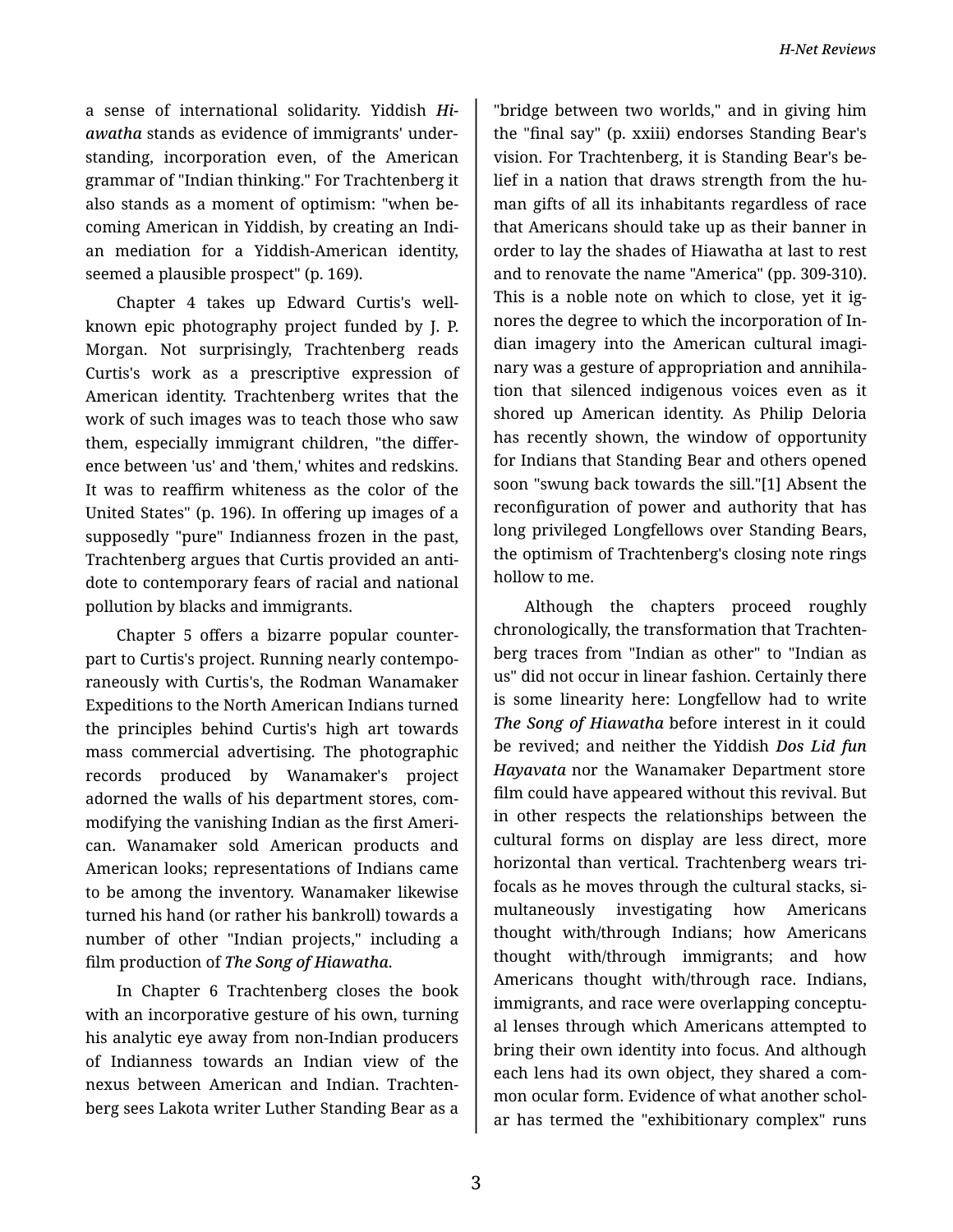a sense of international solidarity. Yiddish *Hiawatha* stands as evidence of immigrants' understanding, incorporation even, of the American grammar of "Indian thinking." For Trachtenberg it also stands as a moment of optimism: "when becoming American in Yiddish, by creating an Indian mediation for a Yiddish-American identity, seemed a plausible prospect" (p. 169).

Chapter 4 takes up Edward Curtis's well-known epic photography project funded by J. P. Morgan. Not surprisingly, Trachtenberg reads Curtis's work as a prescriptive expression of American identity. Trachtenberg writes that the work of such images was to teach those who saw them, especially immigrant children, "the difference between 'us' and 'them,' whites and redskins. It was to reaffirm whiteness as the color of the United States" (p. 196). In offering up images of a supposedly "pure" Indianness frozen in the past, Trachtenberg argues that Curtis provided an antidote to contemporary fears of racial and national pollution by blacks and immigrants.

Chapter 5 offers a bizarre popular counterpart to Curtis's project. Running nearly contemporaneously with Curtis's, the Rodman Wanamaker Expeditions to the North American Indians turned the principles behind Curtis's high art towards mass commercial advertising. The photographic records produced by Wanamaker's project adorned the walls of his department stores, commodifying the vanishing Indian as the first American. Wanamaker sold American products and American looks; representations of Indians came to be among the inventory. Wanamaker likewise turned his hand (or rather his bankroll) towards a number of other "Indian projects," including a film production of *The Song of Hiawatha*.

In Chapter 6 Trachtenberg closes the book with an incorporative gesture of his own, turning his analytic eye away from non-Indian producers of Indianness towards an Indian view of the nexus between American and Indian. Trachtenberg sees Lakota writer Luther Standing Bear as a "bridge between two worlds," and in giving him the "final say" (p. xxiii) endorses Standing Bear's vision. For Trachtenberg, it is Standing Bear's belief in a nation that draws strength from the human gifts of all its inhabitants regardless of race that Americans should take up as their banner in order to lay the shades of Hiawatha at last to rest and to renovate the name "America" (pp. 309-310). This is a noble note on which to close, yet it ignores the degree to which the incorporation of Indian imagery into the American cultural imaginary was a gesture of appropriation and annihilation that silenced indigenous voices even as it shored up American identity. As Philip Deloria has recently shown, the window of opportunity for Indians that Standing Bear and others opened soon "swung back towards the sill."[1] Absent the reconfiguration of power and authority that has long privileged Longfellows over Standing Bears, the optimism of Trachtenberg's closing note rings hollow to me.

Although the chapters proceed roughly chronologically, the transformation that Trachtenberg traces from "Indian as other" to "Indian as us" did not occur in linear fashion. Certainly there is some linearity here: Longfellow had to write ***The Song of Hiawatha*** before interest in it could be revived; and neither the Yiddish ***Dos Lid fun Hayavata*** nor the Wanamaker Department store film could have appeared without this revival. But in other respects the relationships between the cultural forms on display are less direct, more horizontal than vertical. Trachtenberg wears trifocals as he moves through the cultural stacks, simultaneously investigating how Americans thought with/through Indians; how Americans thought with/through immigrants; and how Americans thought with/through race. Indians, immigrants, and race were overlapping conceptual lenses through which Americans attempted to bring their own identity into focus. And although each lens had its own object, they shared a common ocular form. Evidence of what another scholar has termed the "exhibitionary complex" runs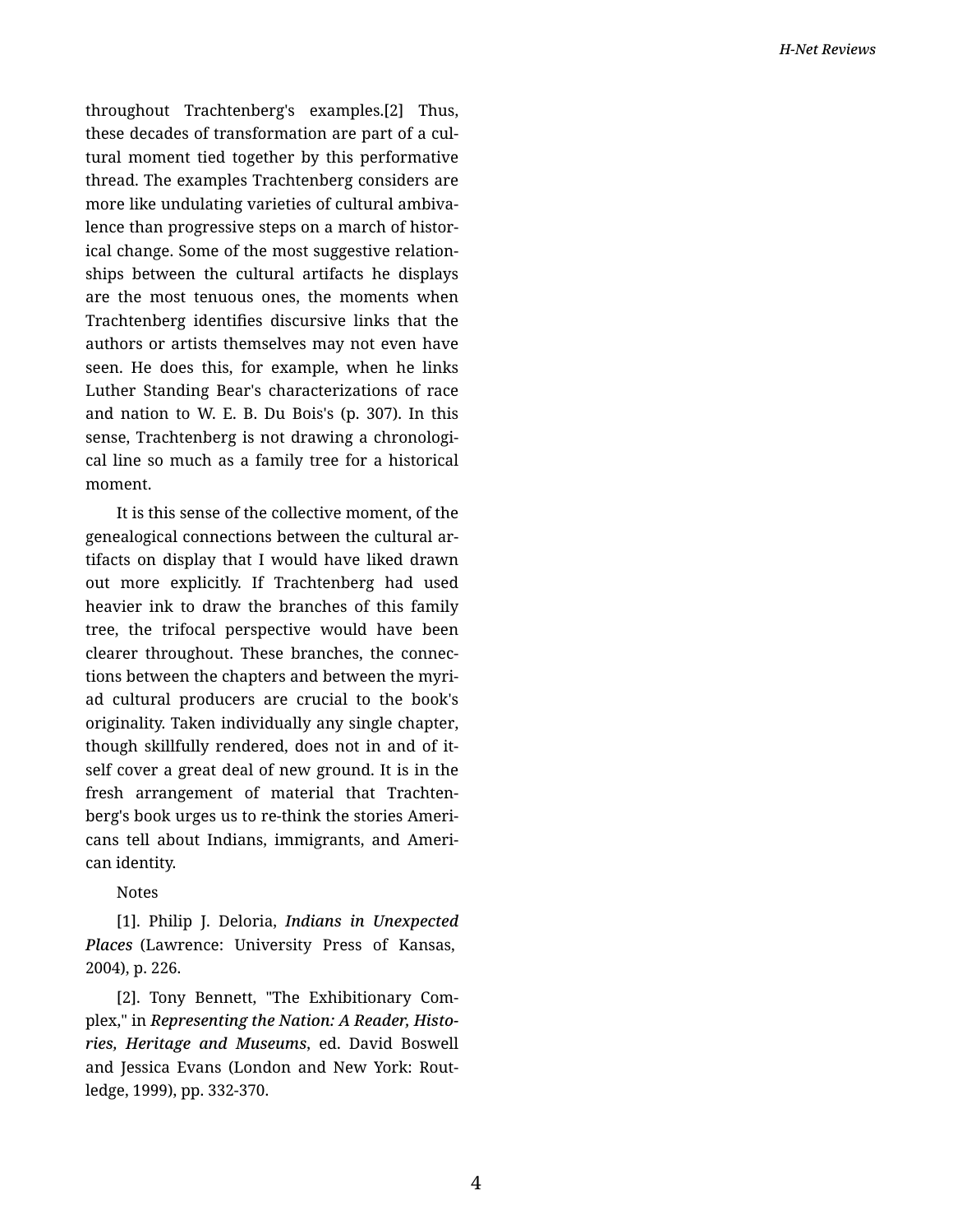throughout Trachtenberg's examples.[2] Thus, these decades of transformation are part of a cultural moment tied together by this performative thread. The examples Trachtenberg considers are more like undulating varieties of cultural ambivalence than progressive steps on a march of historical change. Some of the most suggestive relationships between the cultural artifacts he displays are the most tenuous ones, the moments when Trachtenberg identifies discursive links that the authors or artists themselves may not even have seen. He does this, for example, when he links Luther Standing Bear's characterizations of race and nation to W. E. B. Du Bois's (p. 307). In this sense, Trachtenberg is not drawing a chronological line so much as a family tree for a historical moment.

It is this sense of the collective moment, of the genealogical connections between the cultural artifacts on display that I would have liked drawn out more explicitly. If Trachtenberg had used heavier ink to draw the branches of this family tree, the trifocal perspective would have been clearer throughout. These branches, the connections between the chapters and between the myriad cultural producers are crucial to the book's originality. Taken individually any single chapter, though skillfully rendered, does not in and of itself cover a great deal of new ground. It is in the fresh arrangement of material that Trachtenberg's book urges us to re-think the stories Americans tell about Indians, immigrants, and American identity.

Notes

[1]. Philip J. Deloria, *Indians in Unexpected Places* (Lawrence: University Press of Kansas, 2004), p. 226.

[2]. Tony Bennett, "The Exhibitionary Complex," in *Representing the Nation: A Reader, Histories, Heritage and Museums*, ed. David Boswell and Jessica Evans (London and New York: Routledge, 1999), pp. 332-370.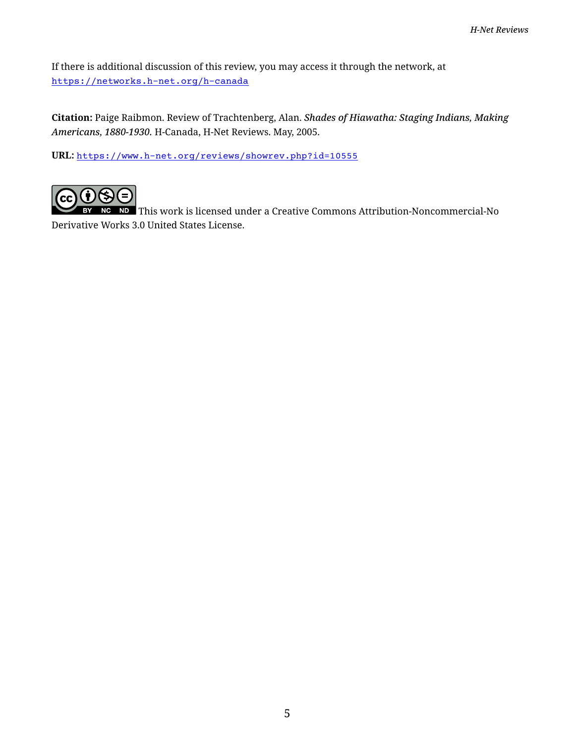If there is additional discussion of this review, you may access it through the network, at https://networks.h-net.org/h-canada

**Citation:** Paige Raibmon. Review of Trachtenberg, Alan. *Shades of Hiawatha: Staging Indians, Making Americans, 1880-1930.* H-Canada, H-Net Reviews. May, 2005.

**URL:** https://www.h-net.org/reviews/showrev.php?id=10555

This work is licensed under a Creative Commons Attribution-Noncommercial-No Derivative Works 3.0 United States License.